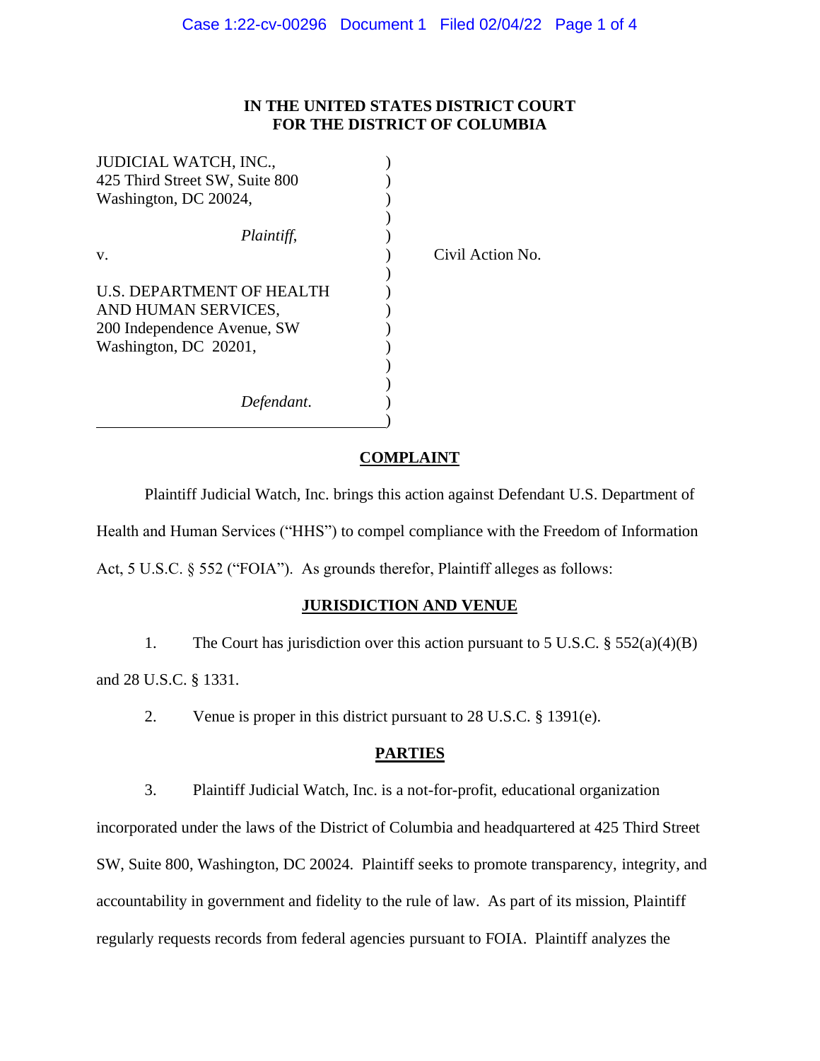**IN THE UNITED STATES DISTRICT COURT**
**FOR THE DISTRICT OF COLUMBIA**

JUDICIAL WATCH, INC.,
425 Third Street SW, Suite 800
Washington, DC 20024,

*Plaintiff*,

v.

U.S. DEPARTMENT OF HEALTH AND HUMAN SERVICES,
200 Independence Avenue, SW
Washington, DC 20201,

*Defendant*.

Civil Action No.

## COMPLAINT

Plaintiff Judicial Watch, Inc. brings this action against Defendant U.S. Department of Health and Human Services ("HHS") to compel compliance with the Freedom of Information Act, 5 U.S.C. § 552 ("FOIA"). As grounds therefor, Plaintiff alleges as follows:

## JURISDICTION AND VENUE

1. The Court has jurisdiction over this action pursuant to 5 U.S.C. § 552(a)(4)(B) and 28 U.S.C. § 1331.

2. Venue is proper in this district pursuant to 28 U.S.C. § 1391(e).

## PARTIES

3. Plaintiff Judicial Watch, Inc. is a not-for-profit, educational organization incorporated under the laws of the District of Columbia and headquartered at 425 Third Street SW, Suite 800, Washington, DC 20024. Plaintiff seeks to promote transparency, integrity, and accountability in government and fidelity to the rule of law. As part of its mission, Plaintiff regularly requests records from federal agencies pursuant to FOIA. Plaintiff analyzes the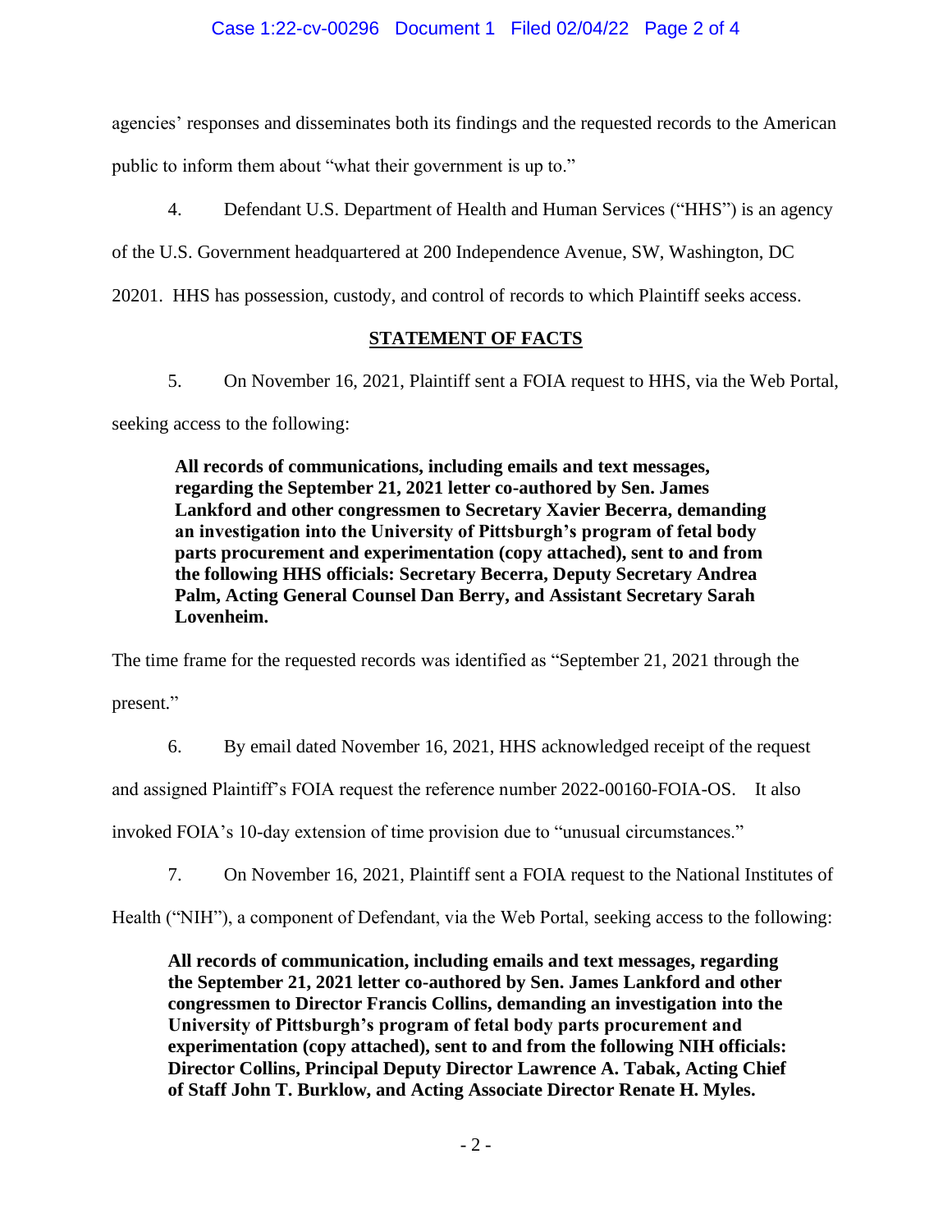agencies' responses and disseminates both its findings and the requested records to the American public to inform them about "what their government is up to."

4. Defendant U.S. Department of Health and Human Services ("HHS") is an agency of the U.S. Government headquartered at 200 Independence Avenue, SW, Washington, DC 20201. HHS has possession, custody, and control of records to which Plaintiff seeks access.

## STATEMENT OF FACTS

5. On November 16, 2021, Plaintiff sent a FOIA request to HHS, via the Web Portal, seeking access to the following:

> **All records of communications, including emails and text messages, regarding the September 21, 2021 letter co-authored by Sen. James Lankford and other congressmen to Secretary Xavier Becerra, demanding an investigation into the University of Pittsburgh's program of fetal body parts procurement and experimentation (copy attached), sent to and from the following HHS officials: Secretary Becerra, Deputy Secretary Andrea Palm, Acting General Counsel Dan Berry, and Assistant Secretary Sarah Lovenheim.**

The time frame for the requested records was identified as "September 21, 2021 through the present."

6. By email dated November 16, 2021, HHS acknowledged receipt of the request and assigned Plaintiff's FOIA request the reference number 2022-00160-FOIA-OS. It also invoked FOIA's 10-day extension of time provision due to "unusual circumstances."

7. On November 16, 2021, Plaintiff sent a FOIA request to the National Institutes of Health ("NIH"), a component of Defendant, via the Web Portal, seeking access to the following:

> **All records of communication, including emails and text messages, regarding the September 21, 2021 letter co-authored by Sen. James Lankford and other congressmen to Director Francis Collins, demanding an investigation into the University of Pittsburgh's program of fetal body parts procurement and experimentation (copy attached), sent to and from the following NIH officials: Director Collins, Principal Deputy Director Lawrence A. Tabak, Acting Chief of Staff John T. Burklow, and Acting Associate Director Renate H. Myles.**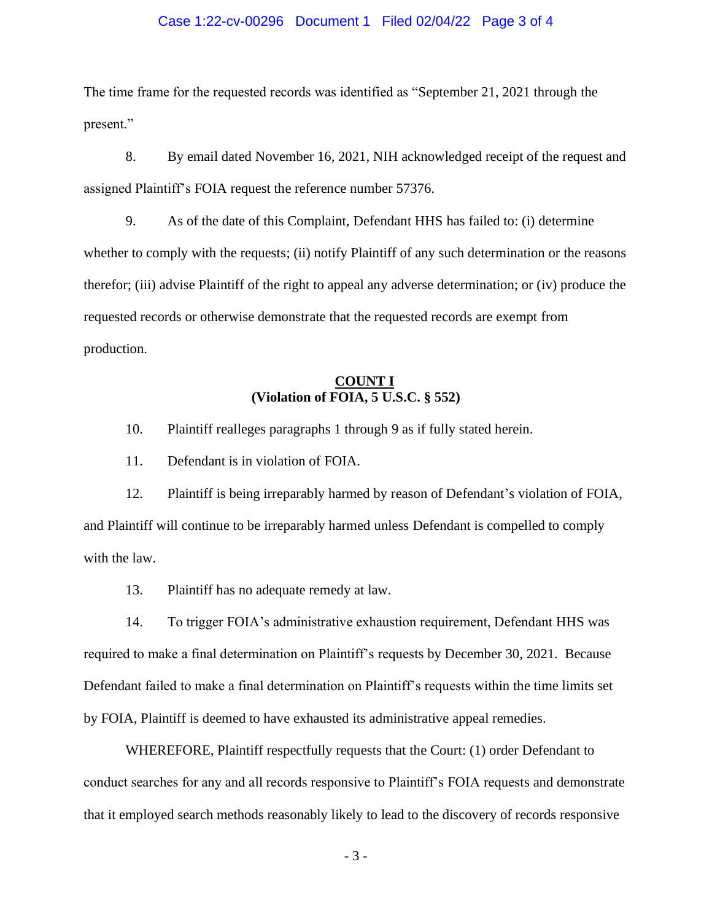The time frame for the requested records was identified as "September 21, 2021 through the present."

8. By email dated November 16, 2021, NIH acknowledged receipt of the request and assigned Plaintiff's FOIA request the reference number 57376.

9. As of the date of this Complaint, Defendant HHS has failed to: (i) determine whether to comply with the requests; (ii) notify Plaintiff of any such determination or the reasons therefor; (iii) advise Plaintiff of the right to appeal any adverse determination; or (iv) produce the requested records or otherwise demonstrate that the requested records are exempt from production.

**COUNT I**
**(Violation of FOIA, 5 U.S.C. § 552)**

10. Plaintiff realleges paragraphs 1 through 9 as if fully stated herein.

11. Defendant is in violation of FOIA.

12. Plaintiff is being irreparably harmed by reason of Defendant's violation of FOIA, and Plaintiff will continue to be irreparably harmed unless Defendant is compelled to comply with the law.

13. Plaintiff has no adequate remedy at law.

14. To trigger FOIA's administrative exhaustion requirement, Defendant HHS was required to make a final determination on Plaintiff's requests by December 30, 2021. Because Defendant failed to make a final determination on Plaintiff's requests within the time limits set by FOIA, Plaintiff is deemed to have exhausted its administrative appeal remedies.

WHEREFORE, Plaintiff respectfully requests that the Court: (1) order Defendant to conduct searches for any and all records responsive to Plaintiff's FOIA requests and demonstrate that it employed search methods reasonably likely to lead to the discovery of records responsive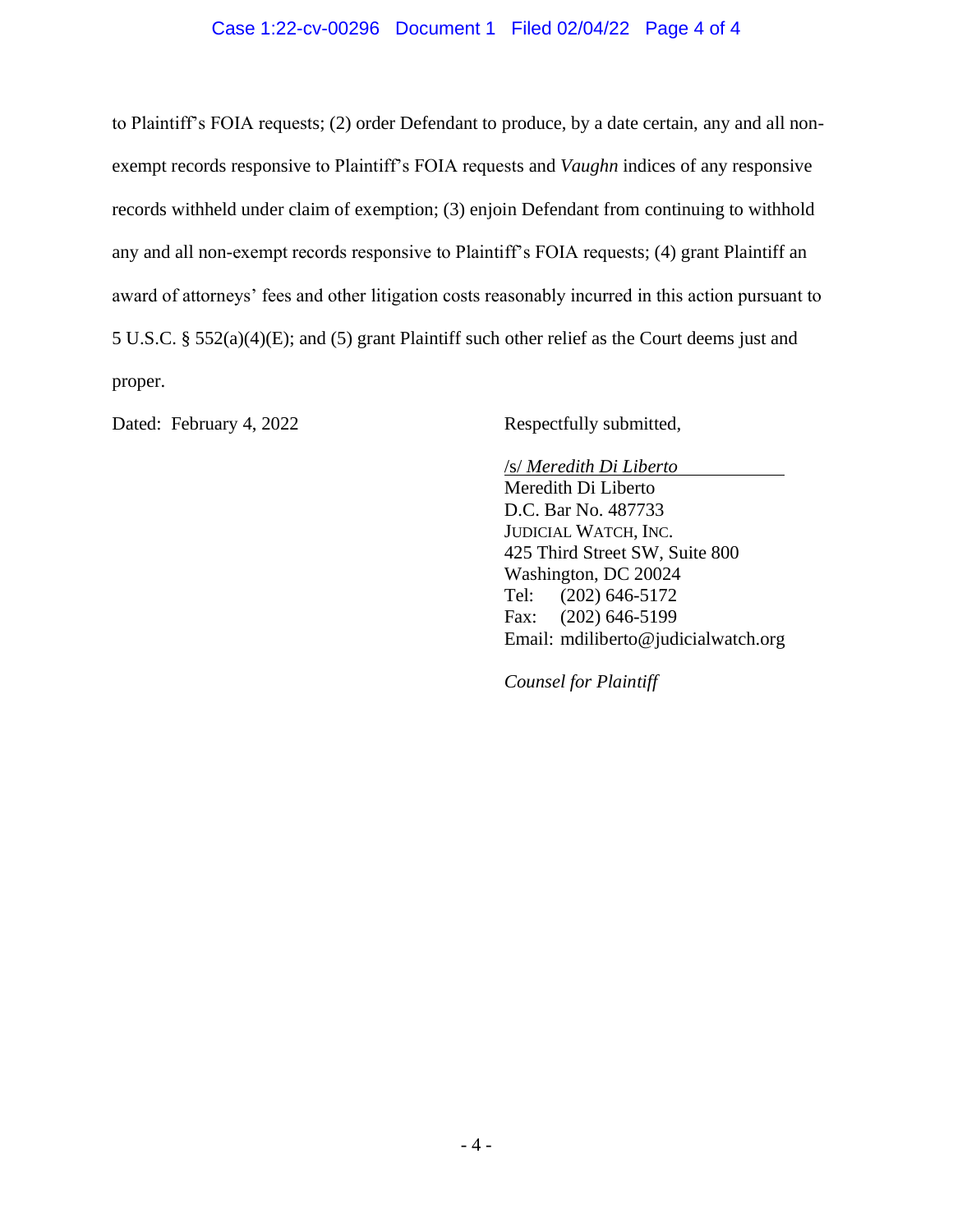to Plaintiff's FOIA requests; (2) order Defendant to produce, by a date certain, any and all non-exempt records responsive to Plaintiff's FOIA requests and *Vaughn* indices of any responsive records withheld under claim of exemption; (3) enjoin Defendant from continuing to withhold any and all non-exempt records responsive to Plaintiff's FOIA requests; (4) grant Plaintiff an award of attorneys' fees and other litigation costs reasonably incurred in this action pursuant to 5 U.S.C. § 552(a)(4)(E); and (5) grant Plaintiff such other relief as the Court deems just and proper.

Dated: February 4, 2022

Respectfully submitted,

/s/ *Meredith Di Liberto*
Meredith Di Liberto
D.C. Bar No. 487733
JUDICIAL WATCH, INC.
425 Third Street SW, Suite 800
Washington, DC 20024
Tel: (202) 646-5172
Fax: (202) 646-5199
Email: mdiliberto@judicialwatch.org

*Counsel for Plaintiff*